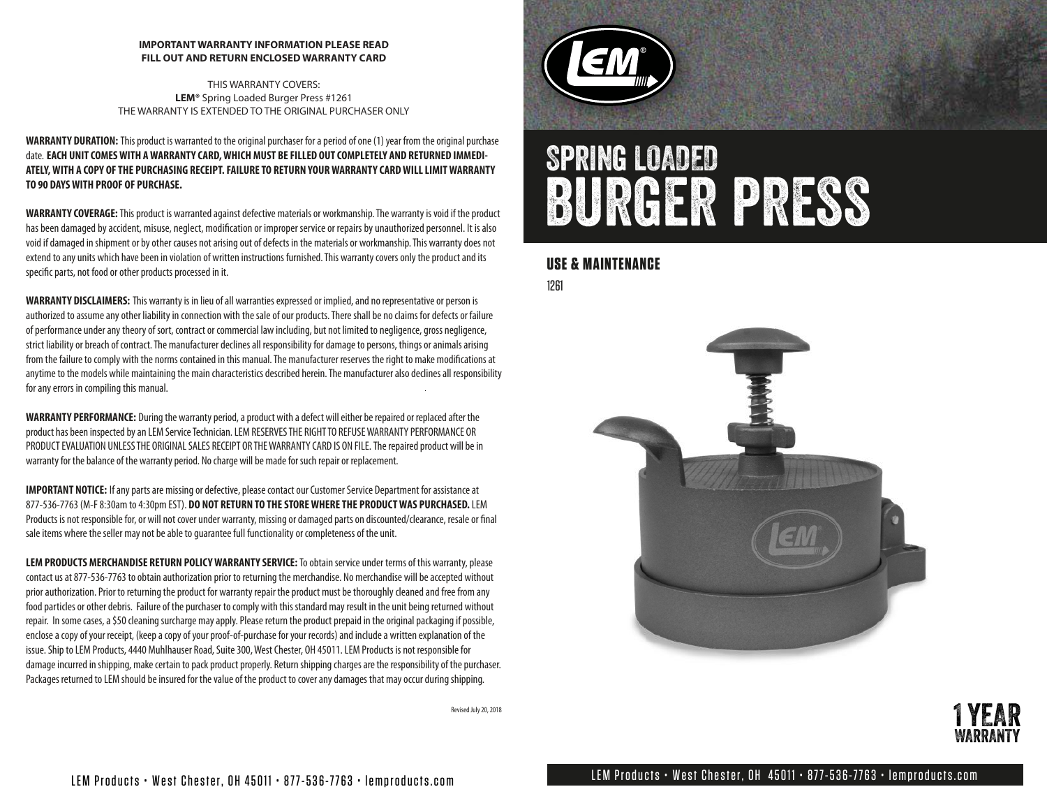**IMPORTANT WARRANTY INFORMATION PLEASE READ**
**FILL OUT AND RETURN ENCLOSED WARRANTY CARD**

THIS WARRANTY COVERS:
**LEM®** Spring Loaded Burger Press #1261
THE WARRANTY IS EXTENDED TO THE ORIGINAL PURCHASER ONLY

**WARRANTY DURATION:** This product is warranted to the original purchaser for a period of one (1) year from the original purchase date. **EACH UNIT COMES WITH A WARRANTY CARD, WHICH MUST BE FILLED OUT COMPLETELY AND RETURNED IMMEDIATELY, WITH A COPY OF THE PURCHASING RECEIPT. FAILURE TO RETURN YOUR WARRANTY CARD WILL LIMIT WARRANTY TO 90 DAYS WITH PROOF OF PURCHASE.**

**WARRANTY COVERAGE:** This product is warranted against defective materials or workmanship. The warranty is void if the product has been damaged by accident, misuse, neglect, modification or improper service or repairs by unauthorized personnel. It is also void if damaged in shipment or by other causes not arising out of defects in the materials or workmanship. This warranty does not extend to any units which have been in violation of written instructions furnished. This warranty covers only the product and its specific parts, not food or other products processed in it.

**WARRANTY DISCLAIMERS:** This warranty is in lieu of all warranties expressed or implied, and no representative or person is authorized to assume any other liability in connection with the sale of our products. There shall be no claims for defects or failure of performance under any theory of sort, contract or commercial law including, but not limited to negligence, gross negligence, strict liability or breach of contract. The manufacturer declines all responsibility for damage to persons, things or animals arising from the failure to comply with the norms contained in this manual. The manufacturer reserves the right to make modifications at anytime to the models while maintaining the main characteristics described herein. The manufacturer also declines all responsibility for any errors in compiling this manual.

**WARRANTY PERFORMANCE:** During the warranty period, a product with a defect will either be repaired or replaced after the product has been inspected by an LEM Service Technician. LEM RESERVES THE RIGHT TO REFUSE WARRANTY PERFORMANCE OR PRODUCT EVALUATION UNLESS THE ORIGINAL SALES RECEIPT OR THE WARRANTY CARD IS ON FILE. The repaired product will be in warranty for the balance of the warranty period. No charge will be made for such repair or replacement.

**IMPORTANT NOTICE:** If any parts are missing or defective, please contact our Customer Service Department for assistance at 877-536-7763 (M-F 8:30am to 4:30pm EST). **DO NOT RETURN TO THE STORE WHERE THE PRODUCT WAS PURCHASED.** LEM Products is not responsible for, or will not cover under warranty, missing or damaged parts on discounted/clearance, resale or final sale items where the seller may not be able to guarantee full functionality or completeness of the unit.

**LEM PRODUCTS MERCHANDISE RETURN POLICY WARRANTY SERVICE:** To obtain service under terms of this warranty, please contact us at 877-536-7763 to obtain authorization prior to returning the merchandise. No merchandise will be accepted without prior authorization. Prior to returning the product for warranty repair the product must be thoroughly cleaned and free from any food particles or other debris. Failure of the purchaser to comply with this standard may result in the unit being returned without repair. In some cases, a $50 cleaning surcharge may apply. Please return the product prepaid in the original packaging if possible, enclose a copy of your receipt, (keep a copy of your proof-of-purchase for your records) and include a written explanation of the issue. Ship to LEM Products, 4440 Muhlhauser Road, Suite 300, West Chester, OH 45011. LEM Products is not responsible for damage incurred in shipping, make certain to pack product properly. Return shipping charges are the responsibility of the purchaser. Packages returned to LEM should be insured for the value of the product to cover any damages that may occur during shipping.

Revised July 20, 2018

LEM Products • West Chester, OH 45011 • 877-536-7763 • lemproducts.com

# SPRING LOADED BURGER PRESS

## USE & MAINTENANCE

1261

1 YEAR WARRANTY

LEM Products • West Chester, OH 45011 • 877-536-7763 • lemproducts.com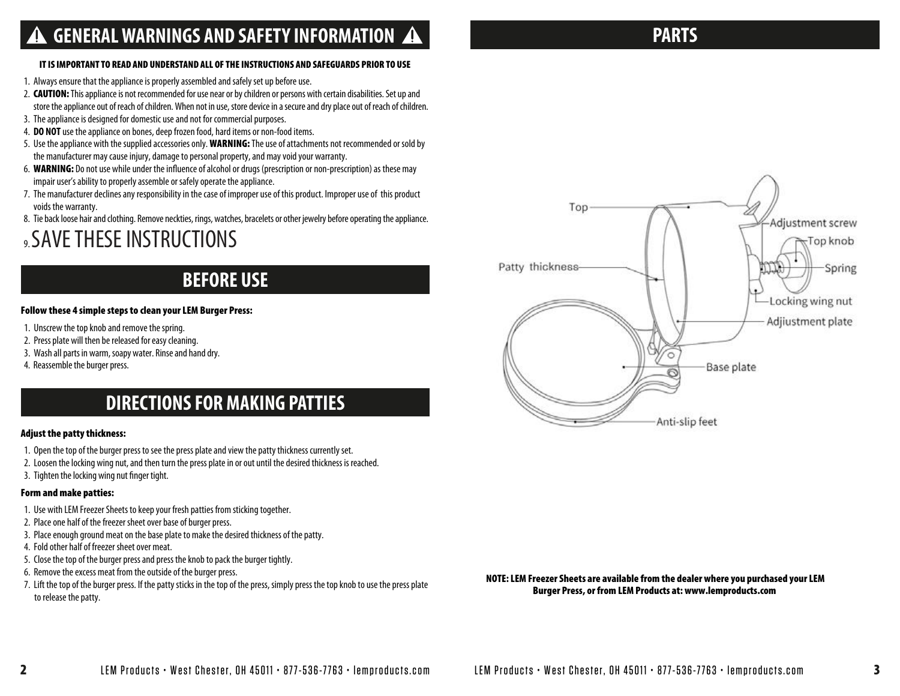# ⚠ GENERAL WARNINGS AND SAFETY INFORMATION ⚠

**IT IS IMPORTANT TO READ AND UNDERSTAND ALL OF THE INSTRUCTIONS AND SAFEGUARDS PRIOR TO USE**

1. Always ensure that the appliance is properly assembled and safely set up before use.
2. **CAUTION:** This appliance is not recommended for use near or by children or persons with certain disabilities. Set up and store the appliance out of reach of children. When not in use, store device in a secure and dry place out of reach of children.
3. The appliance is designed for domestic use and not for commercial purposes.
4. **DO NOT** use the appliance on bones, deep frozen food, hard items or non-food items.
5. Use the appliance with the supplied accessories only. **WARNING:** The use of attachments not recommended or sold by the manufacturer may cause injury, damage to personal property, and may void your warranty.
6. **WARNING:** Do not use while under the influence of alcohol or drugs (prescription or non-prescription) as these may impair user's ability to properly assemble or safely operate the appliance.
7. The manufacturer declines any responsibility in the case of improper use of this product. Improper use of this product voids the warranty.
8. Tie back loose hair and clothing. Remove neckties, rings, watches, bracelets or other jewelry before operating the appliance.
9. SAVE THESE INSTRUCTIONS

# BEFORE USE

**Follow these 4 simple steps to clean your LEM Burger Press:**

1. Unscrew the top knob and remove the spring.
2. Press plate will then be released for easy cleaning.
3. Wash all parts in warm, soapy water. Rinse and hand dry.
4. Reassemble the burger press.

# DIRECTIONS FOR MAKING PATTIES

**Adjust the patty thickness:**

1. Open the top of the burger press to see the press plate and view the patty thickness currently set.
2. Loosen the locking wing nut, and then turn the press plate in or out until the desired thickness is reached.
3. Tighten the locking wing nut finger tight.

**Form and make patties:**

1. Use with LEM Freezer Sheets to keep your fresh patties from sticking together.
2. Place one half of the freezer sheet over base of burger press.
3. Place enough ground meat on the base plate to make the desired thickness of the patty.
4. Fold other half of freezer sheet over meat.
5. Close the top of the burger press and press the knob to pack the burger tightly.
6. Remove the excess meat from the outside of the burger press.
7. Lift the top of the burger press. If the patty sticks in the top of the press, simply press the top knob to use the press plate to release the patty.

# PARTS

Top
Adjustment screw
Top knob
Patty thickness
Spring
Locking wing nut
Adjiustment plate
Base plate
Anti-slip feet

**NOTE: LEM Freezer Sheets are available from the dealer where you purchased your LEM Burger Press, or from LEM Products at: www.lemproducts.com**